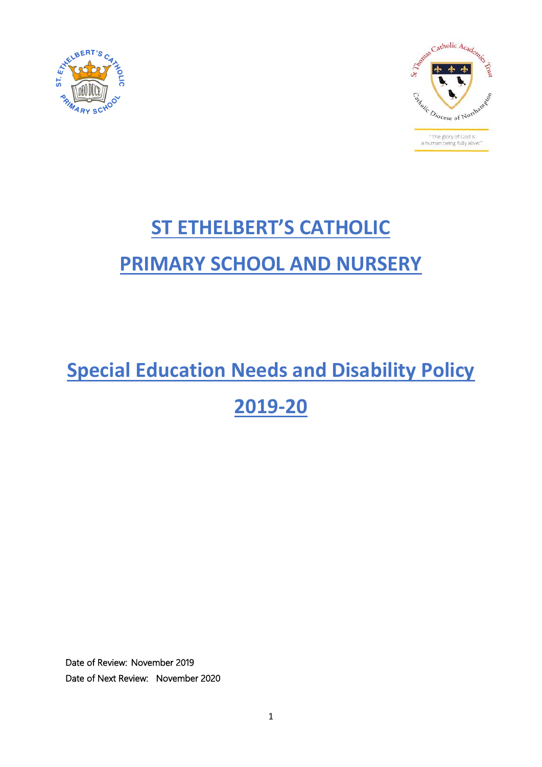# ST ETHELBERT'S CATHOLIC PRIMARY SCHOOL AND NURSERY

# Special Education Needs and Disability Policy 2019-20

Date of Review: November 2019

Date of Next Review: November 2020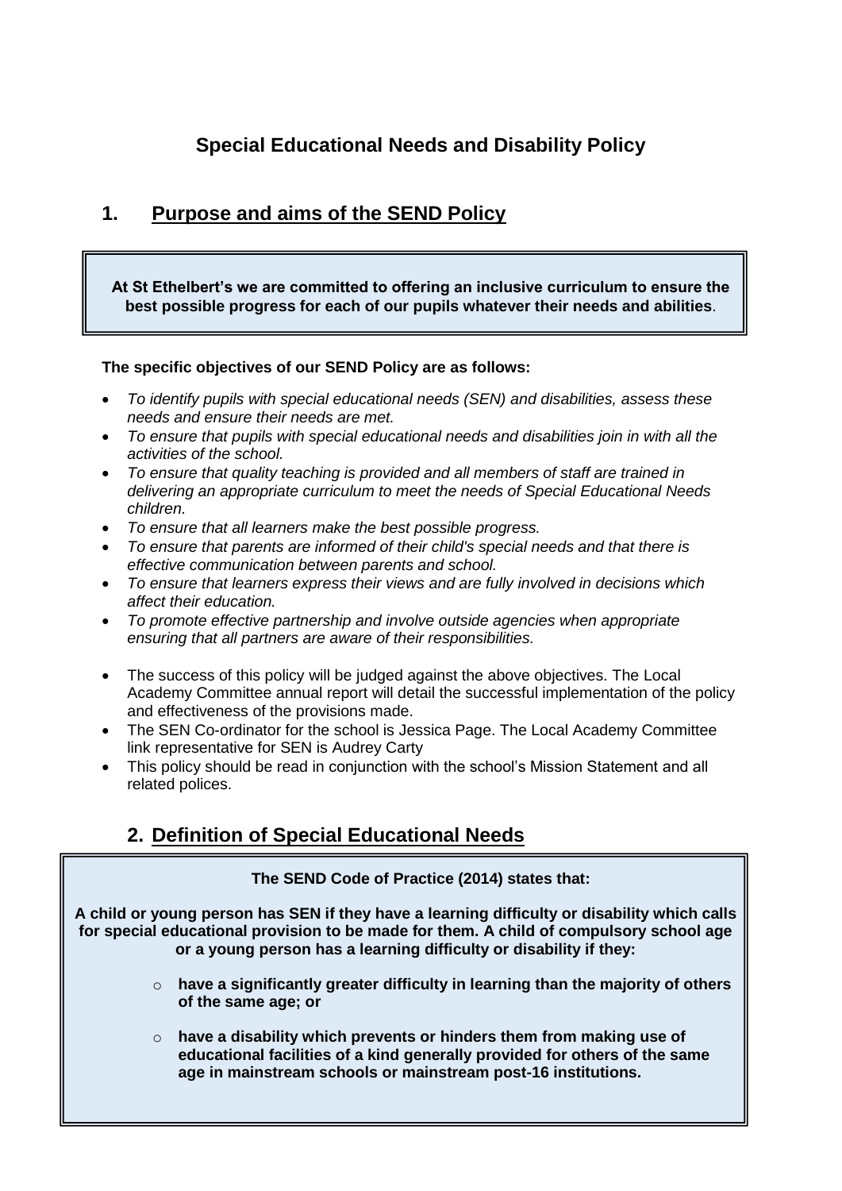# Special Educational Needs and Disability Policy

## 1. Purpose and aims of the SEND Policy

**At St Ethelbert's we are committed to offering an inclusive curriculum to ensure the best possible progress for each of our pupils whatever their needs and abilities**.

**The specific objectives of our SEND Policy are as follows:**

- *To identify pupils with special educational needs (SEN) and disabilities, assess these needs and ensure their needs are met.*
- *To ensure that pupils with special educational needs and disabilities join in with all the activities of the school.*
- *To ensure that quality teaching is provided and all members of staff are trained in delivering an appropriate curriculum to meet the needs of Special Educational Needs children.*
- *To ensure that all learners make the best possible progress.*
- *To ensure that parents are informed of their child's special needs and that there is effective communication between parents and school.*
- *To ensure that learners express their views and are fully involved in decisions which affect their education.*
- *To promote effective partnership and involve outside agencies when appropriate ensuring that all partners are aware of their responsibilities.*

- The success of this policy will be judged against the above objectives. The Local Academy Committee annual report will detail the successful implementation of the policy and effectiveness of the provisions made.
- The SEN Co-ordinator for the school is Jessica Page. The Local Academy Committee link representative for SEN is Audrey Carty
- This policy should be read in conjunction with the school's Mission Statement and all related polices.

## 2. Definition of Special Educational Needs

**The SEND Code of Practice (2014) states that:**

**A child or young person has SEN if they have a learning difficulty or disability which calls for special educational provision to be made for them. A child of compulsory school age or a young person has a learning difficulty or disability if they:**

- **have a significantly greater difficulty in learning than the majority of others of the same age; or**
- **have a disability which prevents or hinders them from making use of educational facilities of a kind generally provided for others of the same age in mainstream schools or mainstream post-16 institutions.**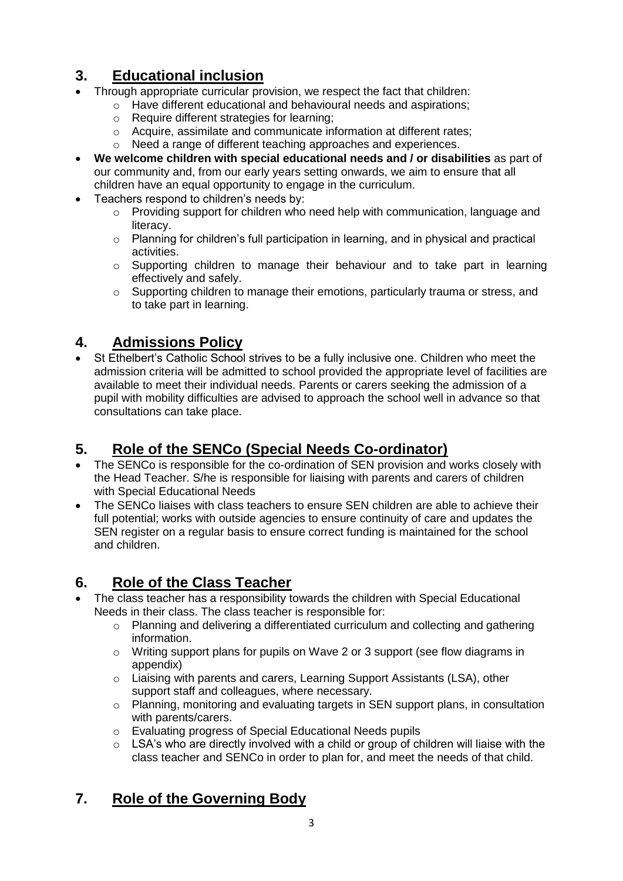## 3. Educational inclusion

- Through appropriate curricular provision, we respect the fact that children:
  - Have different educational and behavioural needs and aspirations;
  - Require different strategies for learning;
  - Acquire, assimilate and communicate information at different rates;
  - Need a range of different teaching approaches and experiences.
- **We welcome children with special educational needs and / or disabilities** as part of our community and, from our early years setting onwards, we aim to ensure that all children have an equal opportunity to engage in the curriculum.
- Teachers respond to children's needs by:
  - Providing support for children who need help with communication, language and literacy.
  - Planning for children's full participation in learning, and in physical and practical activities.
  - Supporting children to manage their behaviour and to take part in learning effectively and safely.
  - Supporting children to manage their emotions, particularly trauma or stress, and to take part in learning.

## 4. Admissions Policy

- St Ethelbert's Catholic School strives to be a fully inclusive one. Children who meet the admission criteria will be admitted to school provided the appropriate level of facilities are available to meet their individual needs. Parents or carers seeking the admission of a pupil with mobility difficulties are advised to approach the school well in advance so that consultations can take place.

## 5. Role of the SENCo (Special Needs Co-ordinator)

- The SENCo is responsible for the co-ordination of SEN provision and works closely with the Head Teacher. S/he is responsible for liaising with parents and carers of children with Special Educational Needs
- The SENCo liaises with class teachers to ensure SEN children are able to achieve their full potential; works with outside agencies to ensure continuity of care and updates the SEN register on a regular basis to ensure correct funding is maintained for the school and children.

## 6. Role of the Class Teacher

- The class teacher has a responsibility towards the children with Special Educational Needs in their class. The class teacher is responsible for:
  - Planning and delivering a differentiated curriculum and collecting and gathering information.
  - Writing support plans for pupils on Wave 2 or 3 support (see flow diagrams in appendix)
  - Liaising with parents and carers, Learning Support Assistants (LSA), other support staff and colleagues, where necessary.
  - Planning, monitoring and evaluating targets in SEN support plans, in consultation with parents/carers.
  - Evaluating progress of Special Educational Needs pupils
  - LSA's who are directly involved with a child or group of children will liaise with the class teacher and SENCo in order to plan for, and meet the needs of that child.

## 7. Role of the Governing Body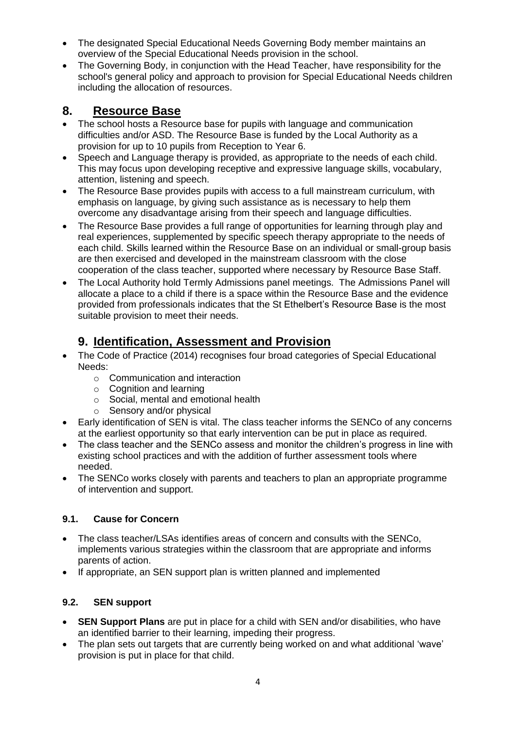- The designated Special Educational Needs Governing Body member maintains an overview of the Special Educational Needs provision in the school.
- The Governing Body, in conjunction with the Head Teacher, have responsibility for the school's general policy and approach to provision for Special Educational Needs children including the allocation of resources.

## 8. Resource Base

- The school hosts a Resource base for pupils with language and communication difficulties and/or ASD. The Resource Base is funded by the Local Authority as a provision for up to 10 pupils from Reception to Year 6.
- Speech and Language therapy is provided, as appropriate to the needs of each child. This may focus upon developing receptive and expressive language skills, vocabulary, attention, listening and speech.
- The Resource Base provides pupils with access to a full mainstream curriculum, with emphasis on language, by giving such assistance as is necessary to help them overcome any disadvantage arising from their speech and language difficulties.
- The Resource Base provides a full range of opportunities for learning through play and real experiences, supplemented by specific speech therapy appropriate to the needs of each child. Skills learned within the Resource Base on an individual or small-group basis are then exercised and developed in the mainstream classroom with the close cooperation of the class teacher, supported where necessary by Resource Base Staff.
- The Local Authority hold Termly Admissions panel meetings. The Admissions Panel will allocate a place to a child if there is a space within the Resource Base and the evidence provided from professionals indicates that the St Ethelbert's Resource Base is the most suitable provision to meet their needs.

## 9. Identification, Assessment and Provision

- The Code of Practice (2014) recognises four broad categories of Special Educational Needs:
  - Communication and interaction
  - Cognition and learning
  - Social, mental and emotional health
  - Sensory and/or physical
- Early identification of SEN is vital. The class teacher informs the SENCo of any concerns at the earliest opportunity so that early intervention can be put in place as required.
- The class teacher and the SENCo assess and monitor the children's progress in line with existing school practices and with the addition of further assessment tools where needed.
- The SENCo works closely with parents and teachers to plan an appropriate programme of intervention and support.

### 9.1. Cause for Concern

- The class teacher/LSAs identifies areas of concern and consults with the SENCo, implements various strategies within the classroom that are appropriate and informs parents of action.
- If appropriate, an SEN support plan is written planned and implemented

### 9.2. SEN support

- **SEN Support Plans** are put in place for a child with SEN and/or disabilities, who have an identified barrier to their learning, impeding their progress.
- The plan sets out targets that are currently being worked on and what additional 'wave' provision is put in place for that child.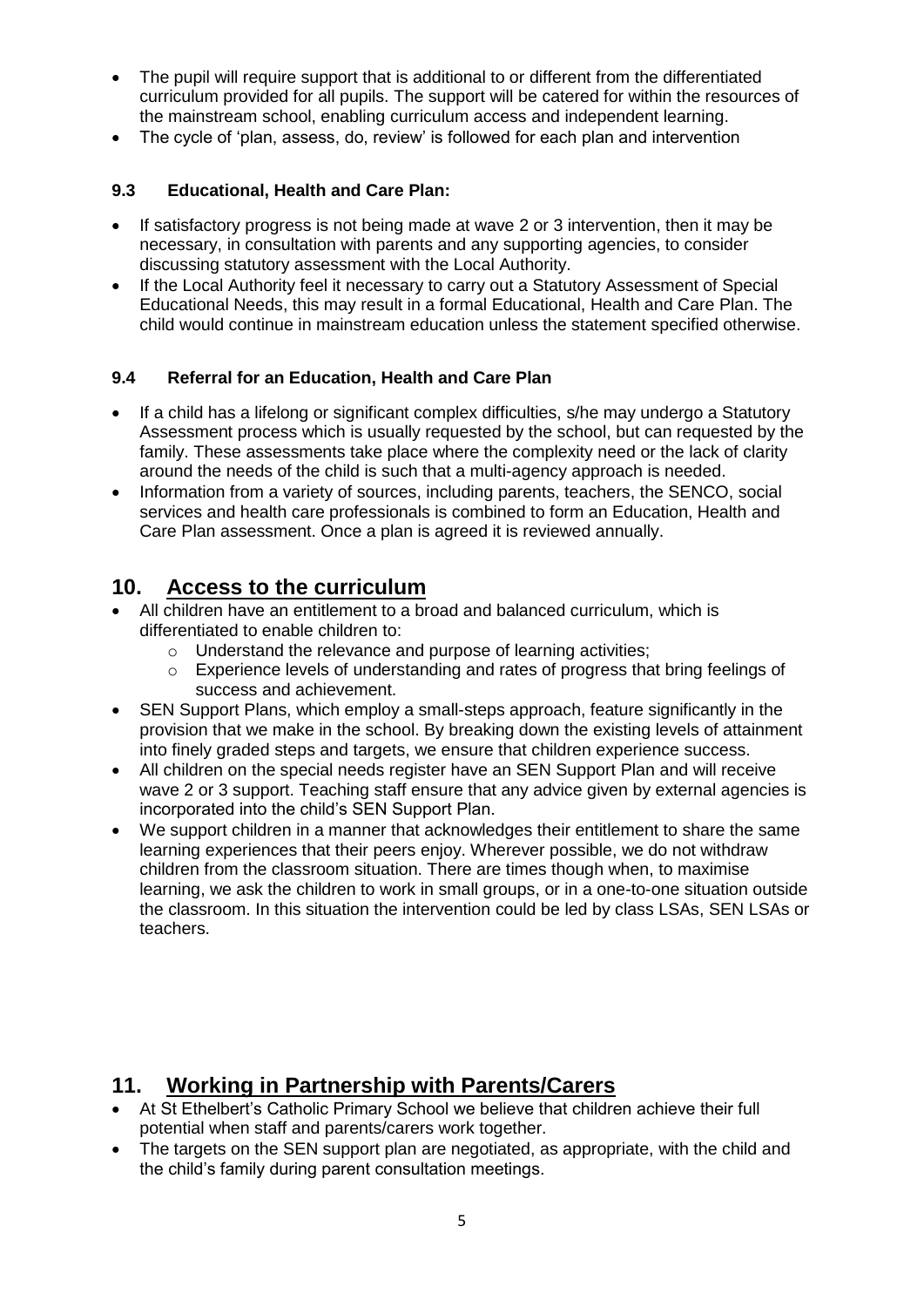- The pupil will require support that is additional to or different from the differentiated curriculum provided for all pupils. The support will be catered for within the resources of the mainstream school, enabling curriculum access and independent learning.
- The cycle of 'plan, assess, do, review' is followed for each plan and intervention

### 9.3 Educational, Health and Care Plan:

- If satisfactory progress is not being made at wave 2 or 3 intervention, then it may be necessary, in consultation with parents and any supporting agencies, to consider discussing statutory assessment with the Local Authority.
- If the Local Authority feel it necessary to carry out a Statutory Assessment of Special Educational Needs, this may result in a formal Educational, Health and Care Plan. The child would continue in mainstream education unless the statement specified otherwise.

### 9.4 Referral for an Education, Health and Care Plan

- If a child has a lifelong or significant complex difficulties, s/he may undergo a Statutory Assessment process which is usually requested by the school, but can requested by the family. These assessments take place where the complexity need or the lack of clarity around the needs of the child is such that a multi-agency approach is needed.
- Information from a variety of sources, including parents, teachers, the SENCO, social services and health care professionals is combined to form an Education, Health and Care Plan assessment. Once a plan is agreed it is reviewed annually.

## 10. Access to the curriculum

- All children have an entitlement to a broad and balanced curriculum, which is differentiated to enable children to:
    - Understand the relevance and purpose of learning activities;
    - Experience levels of understanding and rates of progress that bring feelings of success and achievement.
- SEN Support Plans, which employ a small-steps approach, feature significantly in the provision that we make in the school. By breaking down the existing levels of attainment into finely graded steps and targets, we ensure that children experience success.
- All children on the special needs register have an SEN Support Plan and will receive wave 2 or 3 support. Teaching staff ensure that any advice given by external agencies is incorporated into the child's SEN Support Plan.
- We support children in a manner that acknowledges their entitlement to share the same learning experiences that their peers enjoy. Wherever possible, we do not withdraw children from the classroom situation. There are times though when, to maximise learning, we ask the children to work in small groups, or in a one-to-one situation outside the classroom. In this situation the intervention could be led by class LSAs, SEN LSAs or teachers.

## 11. Working in Partnership with Parents/Carers

- At St Ethelbert's Catholic Primary School we believe that children achieve their full potential when staff and parents/carers work together.
- The targets on the SEN support plan are negotiated, as appropriate, with the child and the child's family during parent consultation meetings.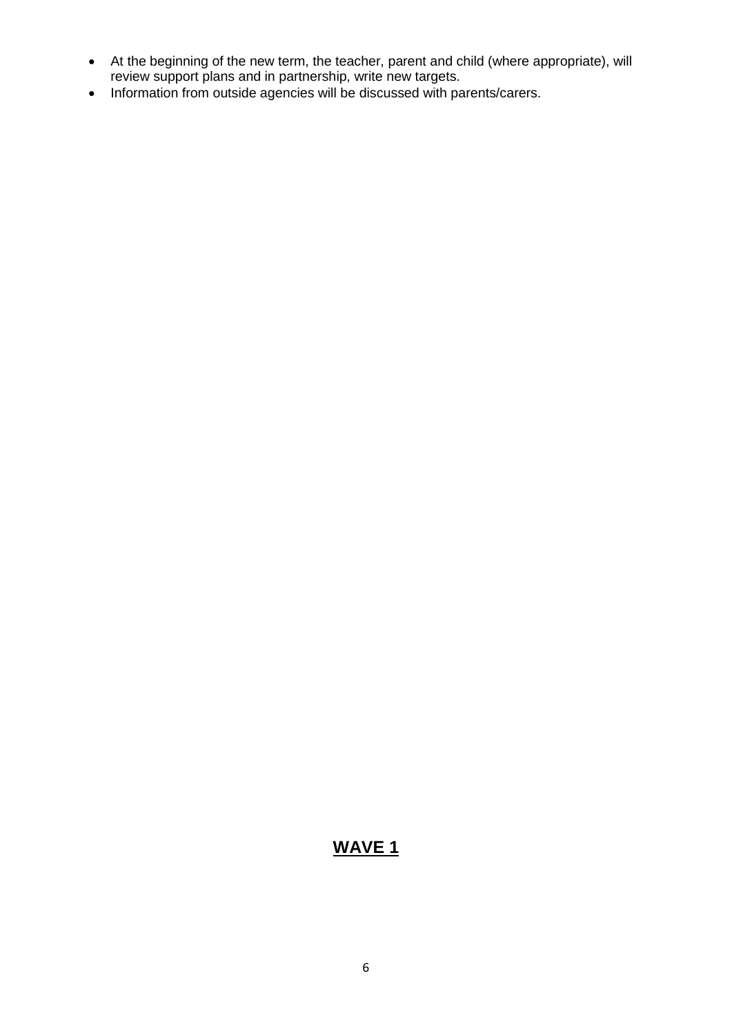- At the beginning of the new term, the teacher, parent and child (where appropriate), will review support plans and in partnership, write new targets.
- Information from outside agencies will be discussed with parents/carers.

## **WAVE 1**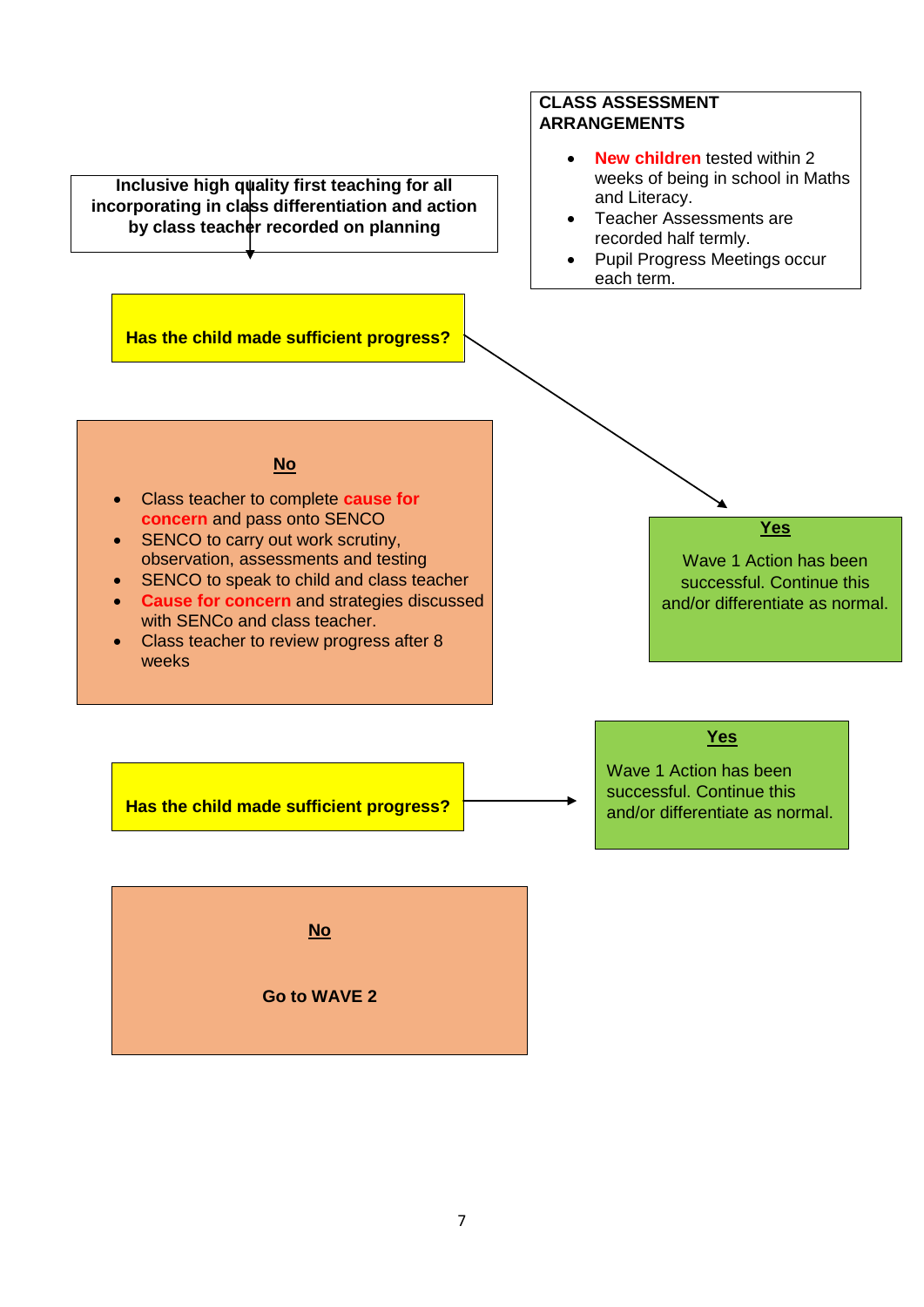**CLASS ASSESSMENT ARRANGEMENTS**

- **New children** tested within 2 weeks of being in school in Maths and Literacy.
- Teacher Assessments are recorded half termly.
- Pupil Progress Meetings occur each term.

**Inclusive high quality first teaching for all incorporating in class differentiation and action by class teacher recorded on planning**

**Has the child made sufficient progress?**

**Yes**

Wave 1 Action has been successful. Continue this and/or differentiate as normal.

**No**

- Class teacher to complete **cause for concern** and pass onto SENCO
- SENCO to carry out work scrutiny, observation, assessments and testing
- SENCO to speak to child and class teacher
- **Cause for concern** and strategies discussed with SENCo and class teacher.
- Class teacher to review progress after 8 weeks

**Has the child made sufficient progress?**

**Yes**

Wave 1 Action has been successful. Continue this and/or differentiate as normal.

**No**

**Go to WAVE 2**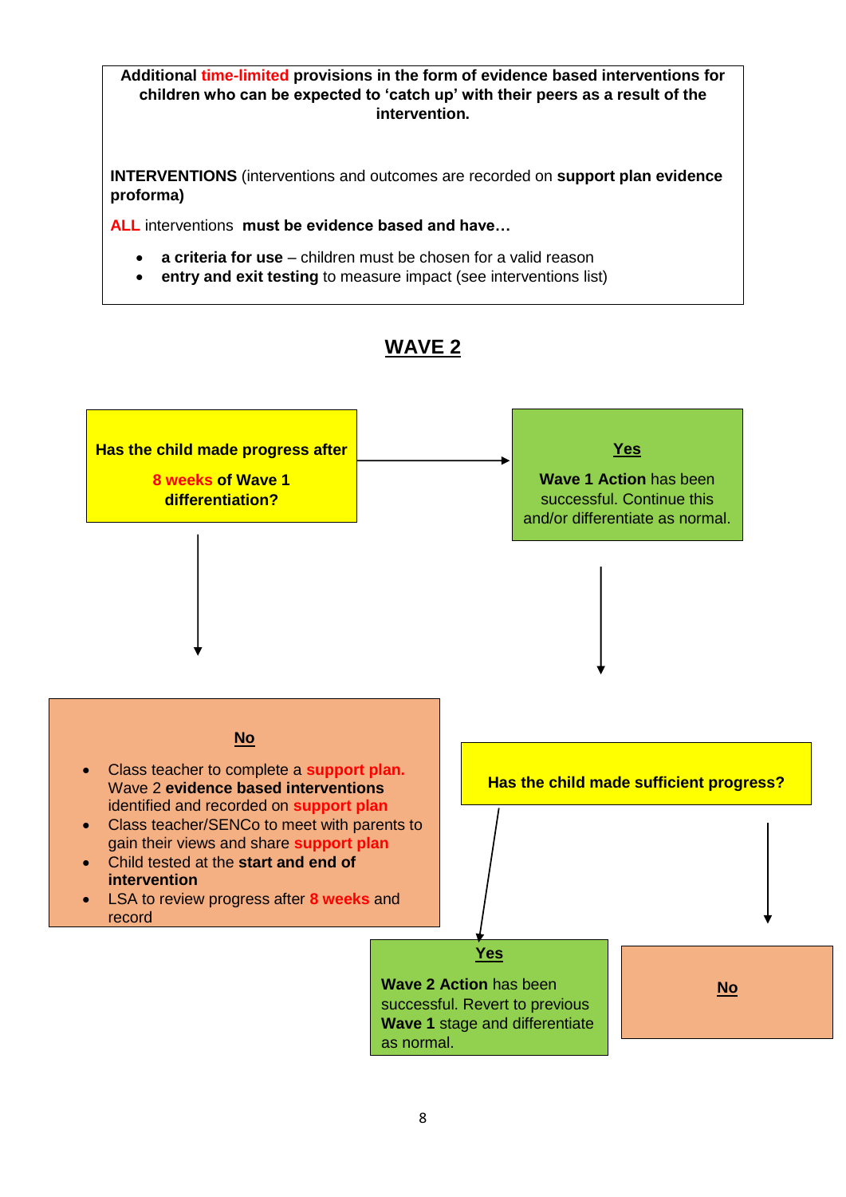**Additional time-limited provisions in the form of evidence based interventions for children who can be expected to 'catch up' with their peers as a result of the intervention.**

**INTERVENTIONS** (interventions and outcomes are recorded on **support plan evidence proforma)**

**ALL** interventions **must be evidence based and have…**

- **a criteria for use** – children must be chosen for a valid reason
- **entry and exit testing** to measure impact (see interventions list)

## WAVE 2

**Has the child made progress after 8 weeks of Wave 1 differentiation?**

**Yes**

**Wave 1 Action** has been successful. Continue this and/or differentiate as normal.

**No**

- Class teacher to complete a **support plan.** Wave 2 **evidence based interventions** identified and recorded on **support plan**
- Class teacher/SENCo to meet with parents to gain their views and share **support plan**
- Child tested at the **start and end of intervention**
- LSA to review progress after **8 weeks** and record

**Has the child made sufficient progress?**

**Yes**

**Wave 2 Action** has been successful. Revert to previous **Wave 1** stage and differentiate as normal.

**No**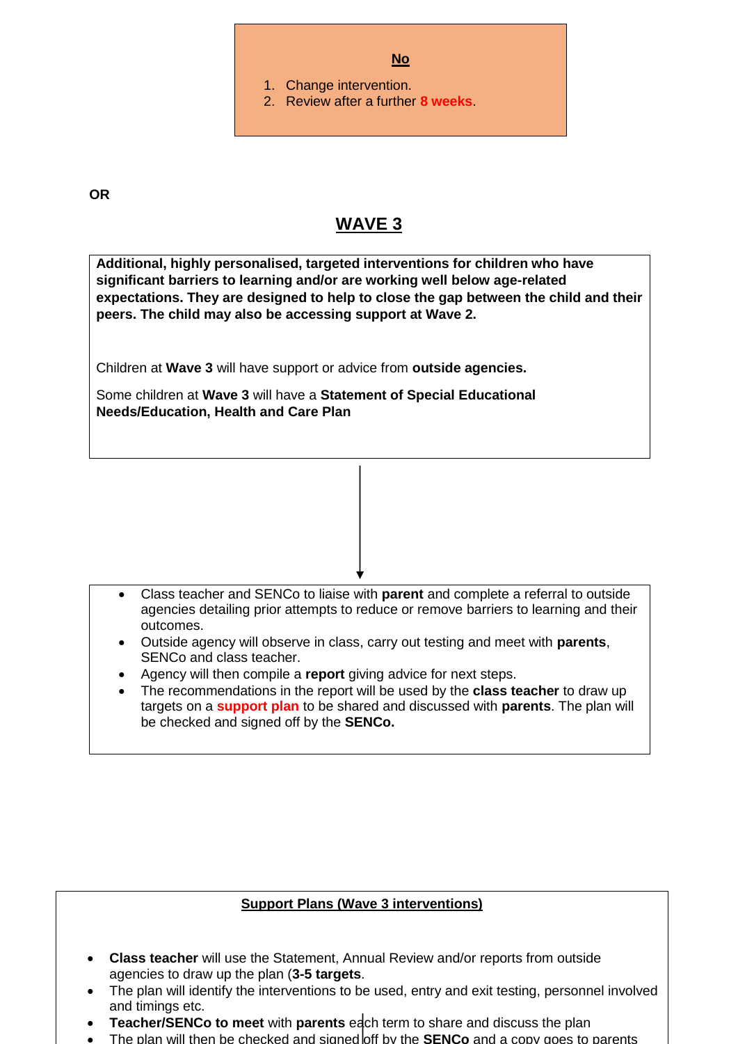**No**

1. Change intervention.
2. Review after a further 8 weeks.

**OR**

## WAVE 3

**Additional, highly personalised, targeted interventions for children who have significant barriers to learning and/or are working well below age-related expectations. They are designed to help to close the gap between the child and their peers. The child may also be accessing support at Wave 2.**

Children at **Wave 3** will have support or advice from **outside agencies.**

Some children at **Wave 3** will have a **Statement of Special Educational Needs/Education, Health and Care Plan**

- Class teacher and SENCo to liaise with **parent** and complete a referral to outside agencies detailing prior attempts to reduce or remove barriers to learning and their outcomes.
- Outside agency will observe in class, carry out testing and meet with **parents**, SENCo and class teacher.
- Agency will then compile a **report** giving advice for next steps.
- The recommendations in the report will be used by the **class teacher** to draw up targets on a **support plan** to be shared and discussed with **parents**. The plan will be checked and signed off by the **SENCo.**

**Support Plans (Wave 3 interventions)**

- **Class teacher** will use the Statement, Annual Review and/or reports from outside agencies to draw up the plan (**3-5 targets**.
- The plan will identify the interventions to be used, entry and exit testing, personnel involved and timings etc.
- **Teacher/SENCo to meet** with **parents** each term to share and discuss the plan
- The plan will then be checked and signed off by the **SENCo** and a copy goes to parents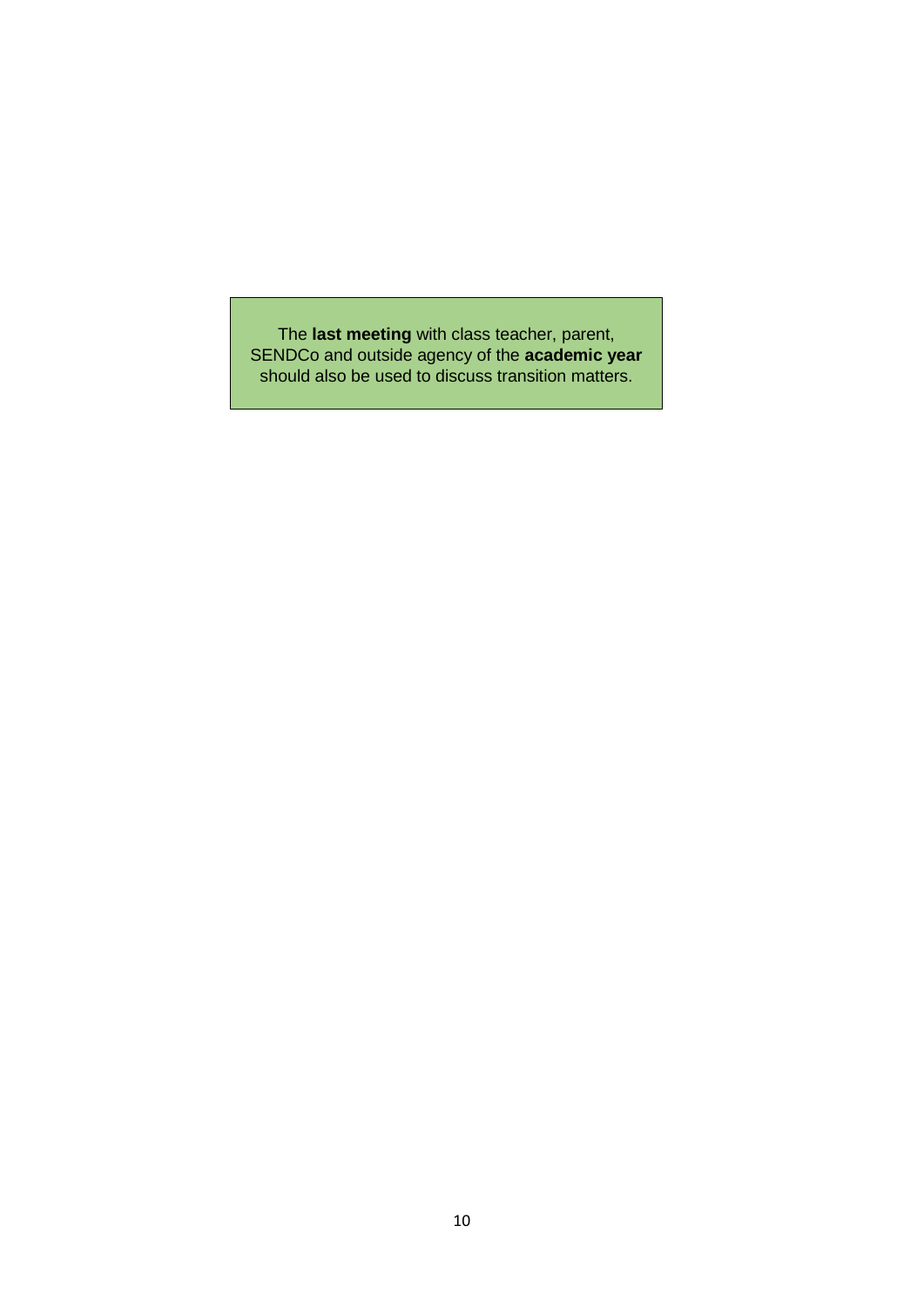The **last meeting** with class teacher, parent, SENDCo and outside agency of the **academic year** should also be used to discuss transition matters.